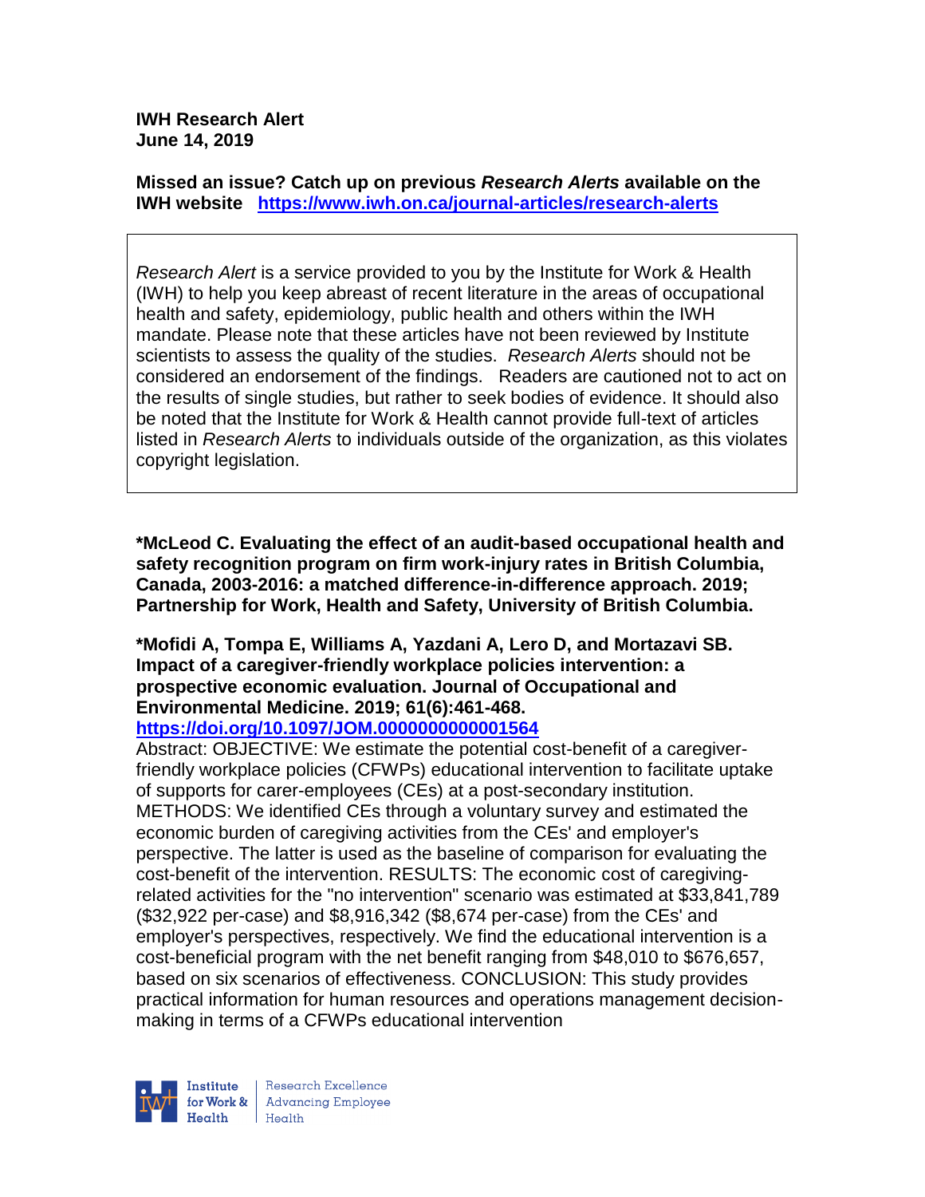**IWH Research Alert**
**June 14, 2019**

**Missed an issue? Catch up on previous *Research Alerts* available on the IWH website** **https://www.iwh.on.ca/journal-articles/research-alerts**

*Research Alert* is a service provided to you by the Institute for Work & Health (IWH) to help you keep abreast of recent literature in the areas of occupational health and safety, epidemiology, public health and others within the IWH mandate. Please note that these articles have not been reviewed by Institute scientists to assess the quality of the studies. *Research Alerts* should not be considered an endorsement of the findings. Readers are cautioned not to act on the results of single studies, but rather to seek bodies of evidence. It should also be noted that the Institute for Work & Health cannot provide full-text of articles listed in *Research Alerts* to individuals outside of the organization, as this violates copyright legislation.

**\*McLeod C. Evaluating the effect of an audit-based occupational health and safety recognition program on firm work-injury rates in British Columbia, Canada, 2003-2016: a matched difference-in-difference approach. 2019; Partnership for Work, Health and Safety, University of British Columbia.**

**\*Mofidi A, Tompa E, Williams A, Yazdani A, Lero D, and Mortazavi SB. Impact of a caregiver-friendly workplace policies intervention: a prospective economic evaluation. Journal of Occupational and Environmental Medicine. 2019; 61(6):461-468.**
**https://doi.org/10.1097/JOM.0000000000001564**

Abstract: OBJECTIVE: We estimate the potential cost-benefit of a caregiver-friendly workplace policies (CFWPs) educational intervention to facilitate uptake of supports for carer-employees (CEs) at a post-secondary institution. METHODS: We identified CEs through a voluntary survey and estimated the economic burden of caregiving activities from the CEs' and employer's perspective. The latter is used as the baseline of comparison for evaluating the cost-benefit of the intervention. RESULTS: The economic cost of caregiving-related activities for the "no intervention" scenario was estimated at $33,841,789 ($32,922 per-case) and $8,916,342 ($8,674 per-case) from the CEs' and employer's perspectives, respectively. We find the educational intervention is a cost-beneficial program with the net benefit ranging from $48,010 to $676,657, based on six scenarios of effectiveness. CONCLUSION: This study provides practical information for human resources and operations management decision-making in terms of a CFWPs educational intervention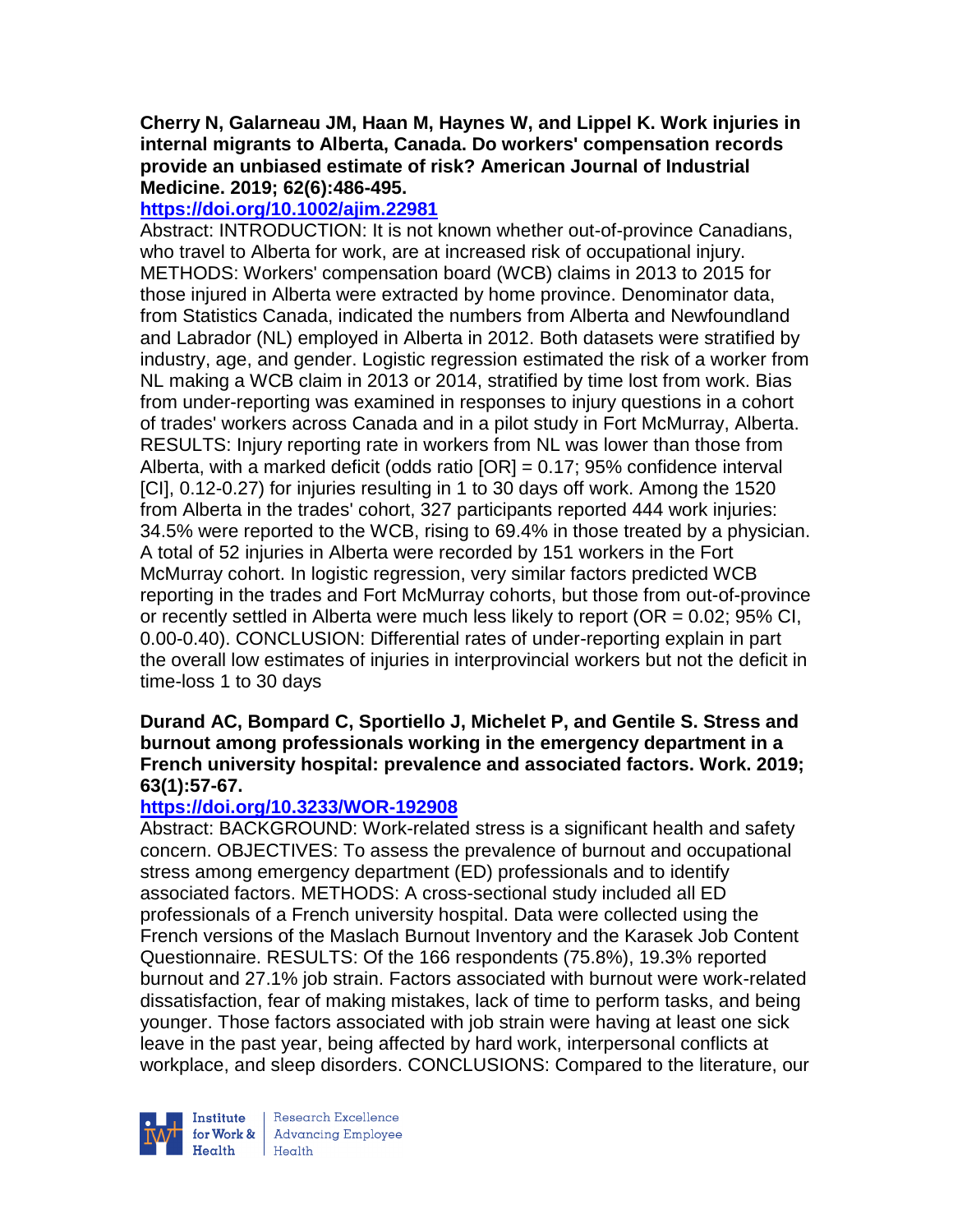**Cherry N, Galarneau JM, Haan M, Haynes W, and Lippel K. Work injuries in internal migrants to Alberta, Canada. Do workers' compensation records provide an unbiased estimate of risk? American Journal of Industrial Medicine. 2019; 62(6):486-495.**

**https://doi.org/10.1002/ajim.22981**

Abstract: INTRODUCTION: It is not known whether out-of-province Canadians, who travel to Alberta for work, are at increased risk of occupational injury. METHODS: Workers' compensation board (WCB) claims in 2013 to 2015 for those injured in Alberta were extracted by home province. Denominator data, from Statistics Canada, indicated the numbers from Alberta and Newfoundland and Labrador (NL) employed in Alberta in 2012. Both datasets were stratified by industry, age, and gender. Logistic regression estimated the risk of a worker from NL making a WCB claim in 2013 or 2014, stratified by time lost from work. Bias from under-reporting was examined in responses to injury questions in a cohort of trades' workers across Canada and in a pilot study in Fort McMurray, Alberta. RESULTS: Injury reporting rate in workers from NL was lower than those from Alberta, with a marked deficit (odds ratio [OR] = 0.17; 95% confidence interval [CI], 0.12-0.27) for injuries resulting in 1 to 30 days off work. Among the 1520 from Alberta in the trades' cohort, 327 participants reported 444 work injuries: 34.5% were reported to the WCB, rising to 69.4% in those treated by a physician. A total of 52 injuries in Alberta were recorded by 151 workers in the Fort McMurray cohort. In logistic regression, very similar factors predicted WCB reporting in the trades and Fort McMurray cohorts, but those from out-of-province or recently settled in Alberta were much less likely to report (OR = 0.02; 95% CI, 0.00-0.40). CONCLUSION: Differential rates of under-reporting explain in part the overall low estimates of injuries in interprovincial workers but not the deficit in time-loss 1 to 30 days

**Durand AC, Bompard C, Sportiello J, Michelet P, and Gentile S. Stress and burnout among professionals working in the emergency department in a French university hospital: prevalence and associated factors. Work. 2019; 63(1):57-67.**

**https://doi.org/10.3233/WOR-192908**

Abstract: BACKGROUND: Work-related stress is a significant health and safety concern. OBJECTIVES: To assess the prevalence of burnout and occupational stress among emergency department (ED) professionals and to identify associated factors. METHODS: A cross-sectional study included all ED professionals of a French university hospital. Data were collected using the French versions of the Maslach Burnout Inventory and the Karasek Job Content Questionnaire. RESULTS: Of the 166 respondents (75.8%), 19.3% reported burnout and 27.1% job strain. Factors associated with burnout were work-related dissatisfaction, fear of making mistakes, lack of time to perform tasks, and being younger. Those factors associated with job strain were having at least one sick leave in the past year, being affected by hard work, interpersonal conflicts at workplace, and sleep disorders. CONCLUSIONS: Compared to the literature, our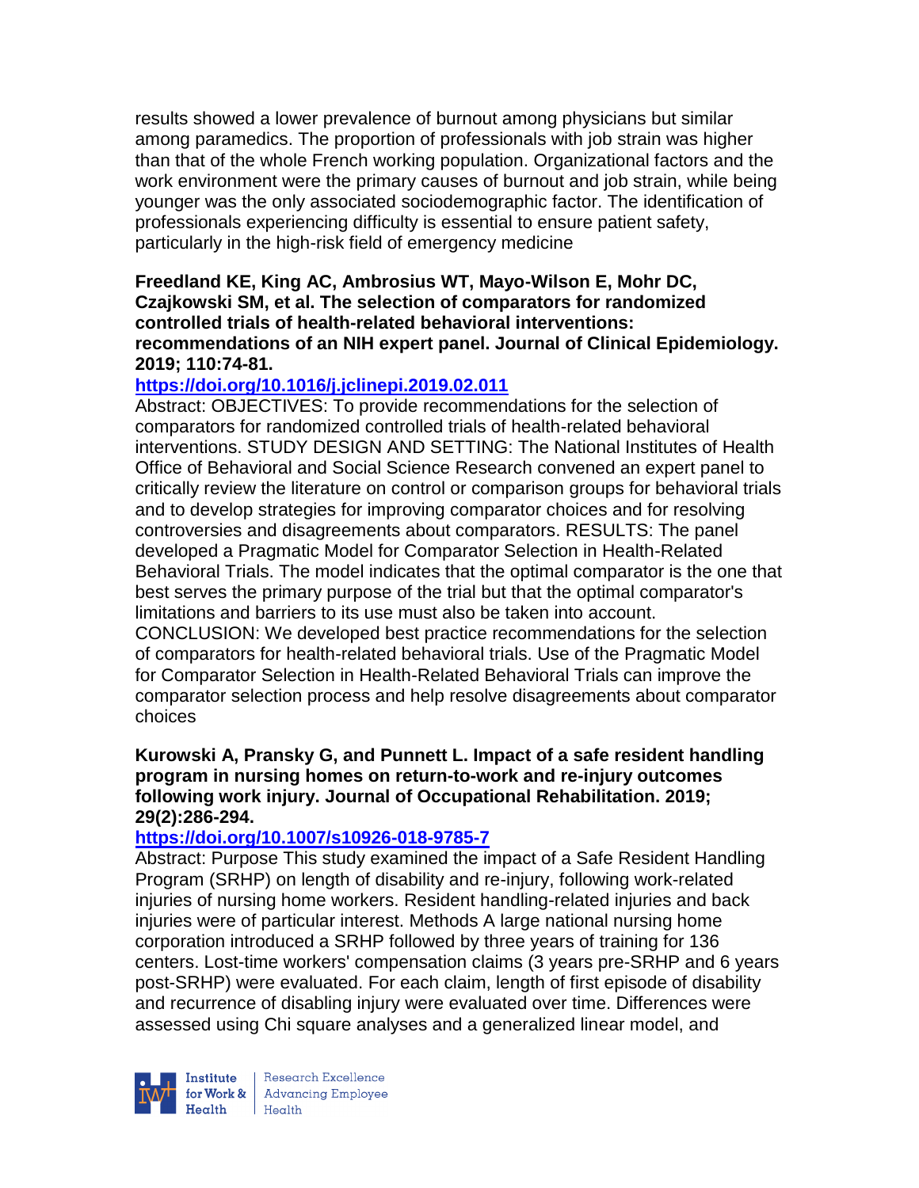results showed a lower prevalence of burnout among physicians but similar among paramedics. The proportion of professionals with job strain was higher than that of the whole French working population. Organizational factors and the work environment were the primary causes of burnout and job strain, while being younger was the only associated sociodemographic factor. The identification of professionals experiencing difficulty is essential to ensure patient safety, particularly in the high-risk field of emergency medicine

**Freedland KE, King AC, Ambrosius WT, Mayo-Wilson E, Mohr DC, Czajkowski SM, et al. The selection of comparators for randomized controlled trials of health-related behavioral interventions: recommendations of an NIH expert panel. Journal of Clinical Epidemiology. 2019; 110:74-81.**

**https://doi.org/10.1016/j.jclinepi.2019.02.011**

Abstract: OBJECTIVES: To provide recommendations for the selection of comparators for randomized controlled trials of health-related behavioral interventions. STUDY DESIGN AND SETTING: The National Institutes of Health Office of Behavioral and Social Science Research convened an expert panel to critically review the literature on control or comparison groups for behavioral trials and to develop strategies for improving comparator choices and for resolving controversies and disagreements about comparators. RESULTS: The panel developed a Pragmatic Model for Comparator Selection in Health-Related Behavioral Trials. The model indicates that the optimal comparator is the one that best serves the primary purpose of the trial but that the optimal comparator's limitations and barriers to its use must also be taken into account. CONCLUSION: We developed best practice recommendations for the selection of comparators for health-related behavioral trials. Use of the Pragmatic Model for Comparator Selection in Health-Related Behavioral Trials can improve the comparator selection process and help resolve disagreements about comparator choices

**Kurowski A, Pransky G, and Punnett L. Impact of a safe resident handling program in nursing homes on return-to-work and re-injury outcomes following work injury. Journal of Occupational Rehabilitation. 2019; 29(2):286-294.**

**https://doi.org/10.1007/s10926-018-9785-7**

Abstract: Purpose This study examined the impact of a Safe Resident Handling Program (SRHP) on length of disability and re-injury, following work-related injuries of nursing home workers. Resident handling-related injuries and back injuries were of particular interest. Methods A large national nursing home corporation introduced a SRHP followed by three years of training for 136 centers. Lost-time workers' compensation claims (3 years pre-SRHP and 6 years post-SRHP) were evaluated. For each claim, length of first episode of disability and recurrence of disabling injury were evaluated over time. Differences were assessed using Chi square analyses and a generalized linear model, and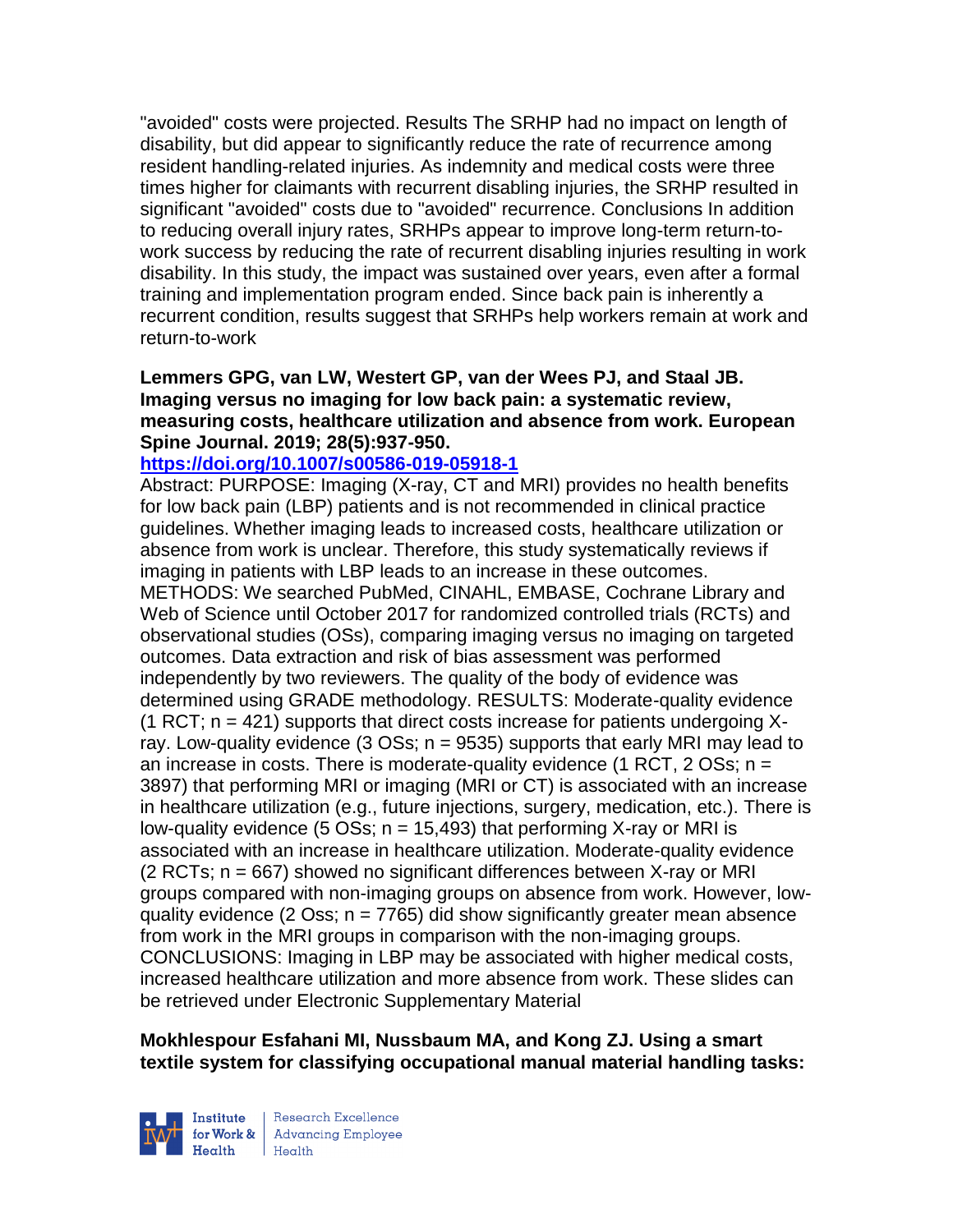"avoided" costs were projected. Results The SRHP had no impact on length of disability, but did appear to significantly reduce the rate of recurrence among resident handling-related injuries. As indemnity and medical costs were three times higher for claimants with recurrent disabling injuries, the SRHP resulted in significant "avoided" costs due to "avoided" recurrence. Conclusions In addition to reducing overall injury rates, SRHPs appear to improve long-term return-to-work success by reducing the rate of recurrent disabling injuries resulting in work disability. In this study, the impact was sustained over years, even after a formal training and implementation program ended. Since back pain is inherently a recurrent condition, results suggest that SRHPs help workers remain at work and return-to-work

**Lemmers GPG, van LW, Westert GP, van der Wees PJ, and Staal JB. Imaging versus no imaging for low back pain: a systematic review, measuring costs, healthcare utilization and absence from work. European Spine Journal. 2019; 28(5):937-950.**

**https://doi.org/10.1007/s00586-019-05918-1**

Abstract: PURPOSE: Imaging (X-ray, CT and MRI) provides no health benefits for low back pain (LBP) patients and is not recommended in clinical practice guidelines. Whether imaging leads to increased costs, healthcare utilization or absence from work is unclear. Therefore, this study systematically reviews if imaging in patients with LBP leads to an increase in these outcomes. METHODS: We searched PubMed, CINAHL, EMBASE, Cochrane Library and Web of Science until October 2017 for randomized controlled trials (RCTs) and observational studies (OSs), comparing imaging versus no imaging on targeted outcomes. Data extraction and risk of bias assessment was performed independently by two reviewers. The quality of the body of evidence was determined using GRADE methodology. RESULTS: Moderate-quality evidence (1 RCT; n = 421) supports that direct costs increase for patients undergoing X-ray. Low-quality evidence (3 OSs; n = 9535) supports that early MRI may lead to an increase in costs. There is moderate-quality evidence (1 RCT, 2 OSs; n = 3897) that performing MRI or imaging (MRI or CT) is associated with an increase in healthcare utilization (e.g., future injections, surgery, medication, etc.). There is low-quality evidence (5 OSs; n = 15,493) that performing X-ray or MRI is associated with an increase in healthcare utilization. Moderate-quality evidence (2 RCTs; n = 667) showed no significant differences between X-ray or MRI groups compared with non-imaging groups on absence from work. However, low-quality evidence (2 Oss; n = 7765) did show significantly greater mean absence from work in the MRI groups in comparison with the non-imaging groups. CONCLUSIONS: Imaging in LBP may be associated with higher medical costs, increased healthcare utilization and more absence from work. These slides can be retrieved under Electronic Supplementary Material

**Mokhlespour Esfahani MI, Nussbaum MA, and Kong ZJ. Using a smart textile system for classifying occupational manual material handling tasks:**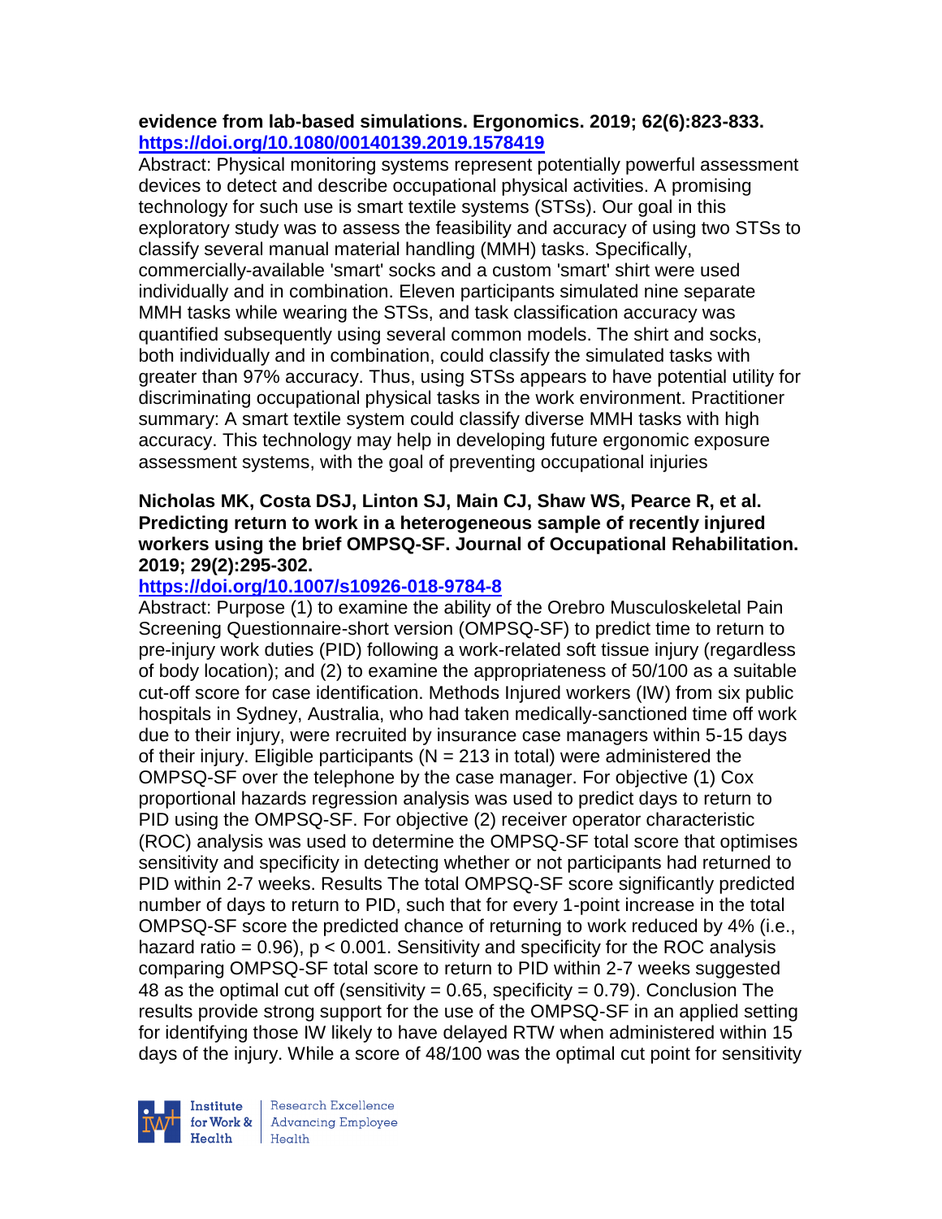**evidence from lab-based simulations. Ergonomics. 2019; 62(6):823-833.**
**https://doi.org/10.1080/00140139.2019.1578419**

Abstract: Physical monitoring systems represent potentially powerful assessment devices to detect and describe occupational physical activities. A promising technology for such use is smart textile systems (STSs). Our goal in this exploratory study was to assess the feasibility and accuracy of using two STSs to classify several manual material handling (MMH) tasks. Specifically, commercially-available 'smart' socks and a custom 'smart' shirt were used individually and in combination. Eleven participants simulated nine separate MMH tasks while wearing the STSs, and task classification accuracy was quantified subsequently using several common models. The shirt and socks, both individually and in combination, could classify the simulated tasks with greater than 97% accuracy. Thus, using STSs appears to have potential utility for discriminating occupational physical tasks in the work environment. Practitioner summary: A smart textile system could classify diverse MMH tasks with high accuracy. This technology may help in developing future ergonomic exposure assessment systems, with the goal of preventing occupational injuries

**Nicholas MK, Costa DSJ, Linton SJ, Main CJ, Shaw WS, Pearce R, et al. Predicting return to work in a heterogeneous sample of recently injured workers using the brief OMPSQ-SF. Journal of Occupational Rehabilitation. 2019; 29(2):295-302.**
**https://doi.org/10.1007/s10926-018-9784-8**

Abstract: Purpose (1) to examine the ability of the Orebro Musculoskeletal Pain Screening Questionnaire-short version (OMPSQ-SF) to predict time to return to pre-injury work duties (PID) following a work-related soft tissue injury (regardless of body location); and (2) to examine the appropriateness of 50/100 as a suitable cut-off score for case identification. Methods Injured workers (IW) from six public hospitals in Sydney, Australia, who had taken medically-sanctioned time off work due to their injury, were recruited by insurance case managers within 5-15 days of their injury. Eligible participants ($N = 213$ in total) were administered the OMPSQ-SF over the telephone by the case manager. For objective (1) Cox proportional hazards regression analysis was used to predict days to return to PID using the OMPSQ-SF. For objective (2) receiver operator characteristic (ROC) analysis was used to determine the OMPSQ-SF total score that optimises sensitivity and specificity in detecting whether or not participants had returned to PID within 2-7 weeks. Results The total OMPSQ-SF score significantly predicted number of days to return to PID, such that for every 1-point increase in the total OMPSQ-SF score the predicted chance of returning to work reduced by 4% (i.e., hazard ratio = 0.96), $p < 0.001$. Sensitivity and specificity for the ROC analysis comparing OMPSQ-SF total score to return to PID within 2-7 weeks suggested 48 as the optimal cut off (sensitivity = 0.65, specificity = 0.79). Conclusion The results provide strong support for the use of the OMPSQ-SF in an applied setting for identifying those IW likely to have delayed RTW when administered within 15 days of the injury. While a score of 48/100 was the optimal cut point for sensitivity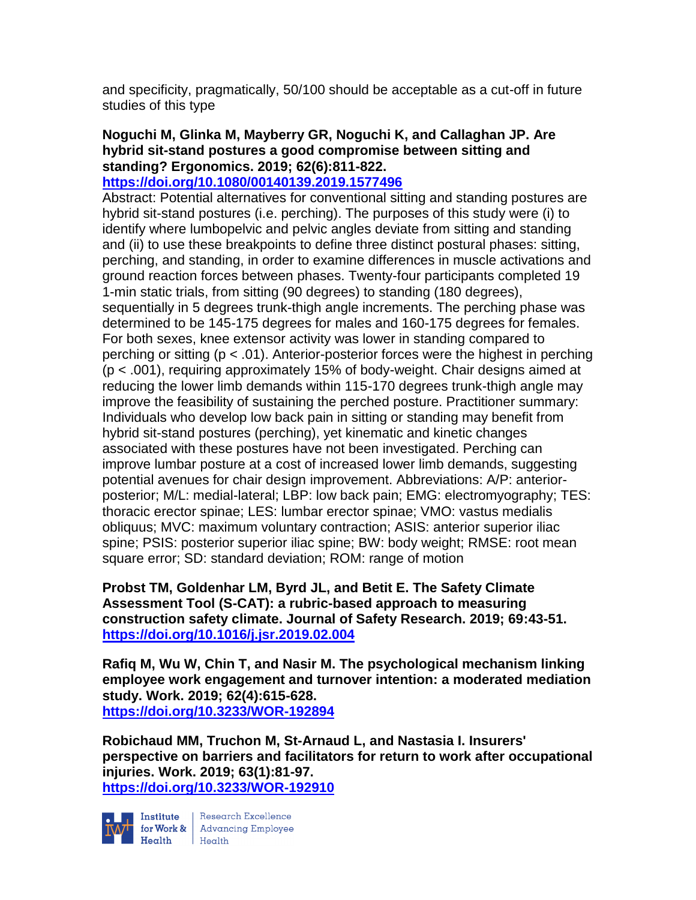and specificity, pragmatically, 50/100 should be acceptable as a cut-off in future studies of this type

**Noguchi M, Glinka M, Mayberry GR, Noguchi K, and Callaghan JP. Are hybrid sit-stand postures a good compromise between sitting and standing? Ergonomics. 2019; 62(6):811-822.**
**https://doi.org/10.1080/00140139.2019.1577496**

Abstract: Potential alternatives for conventional sitting and standing postures are hybrid sit-stand postures (i.e. perching). The purposes of this study were (i) to identify where lumbopelvic and pelvic angles deviate from sitting and standing and (ii) to use these breakpoints to define three distinct postural phases: sitting, perching, and standing, in order to examine differences in muscle activations and ground reaction forces between phases. Twenty-four participants completed 19 1-min static trials, from sitting (90 degrees) to standing (180 degrees), sequentially in 5 degrees trunk-thigh angle increments. The perching phase was determined to be 145-175 degrees for males and 160-175 degrees for females. For both sexes, knee extensor activity was lower in standing compared to perching or sitting ($p < .01$). Anterior-posterior forces were the highest in perching ($p < .001$), requiring approximately 15% of body-weight. Chair designs aimed at reducing the lower limb demands within 115-170 degrees trunk-thigh angle may improve the feasibility of sustaining the perched posture. Practitioner summary: Individuals who develop low back pain in sitting or standing may benefit from hybrid sit-stand postures (perching), yet kinematic and kinetic changes associated with these postures have not been investigated. Perching can improve lumbar posture at a cost of increased lower limb demands, suggesting potential avenues for chair design improvement. Abbreviations: A/P: anterior-posterior; M/L: medial-lateral; LBP: low back pain; EMG: electromyography; TES: thoracic erector spinae; LES: lumbar erector spinae; VMO: vastus medialis obliquus; MVC: maximum voluntary contraction; ASIS: anterior superior iliac spine; PSIS: posterior superior iliac spine; BW: body weight; RMSE: root mean square error; SD: standard deviation; ROM: range of motion

**Probst TM, Goldenhar LM, Byrd JL, and Betit E. The Safety Climate Assessment Tool (S-CAT): a rubric-based approach to measuring construction safety climate. Journal of Safety Research. 2019; 69:43-51.**
**https://doi.org/10.1016/j.jsr.2019.02.004**

**Rafiq M, Wu W, Chin T, and Nasir M. The psychological mechanism linking employee work engagement and turnover intention: a moderated mediation study. Work. 2019; 62(4):615-628.**
**https://doi.org/10.3233/WOR-192894**

**Robichaud MM, Truchon M, St-Arnaud L, and Nastasia I. Insurers' perspective on barriers and facilitators for return to work after occupational injuries. Work. 2019; 63(1):81-97.**
**https://doi.org/10.3233/WOR-192910**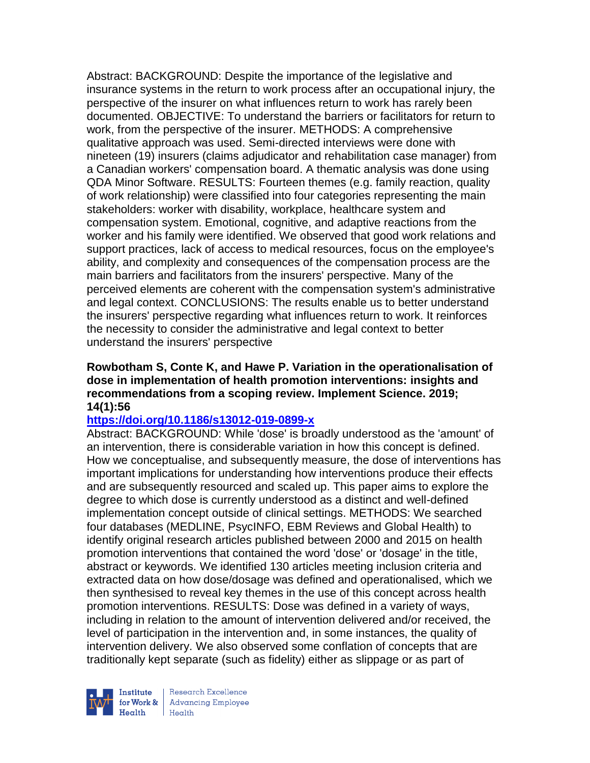Abstract: BACKGROUND: Despite the importance of the legislative and insurance systems in the return to work process after an occupational injury, the perspective of the insurer on what influences return to work has rarely been documented. OBJECTIVE: To understand the barriers or facilitators for return to work, from the perspective of the insurer. METHODS: A comprehensive qualitative approach was used. Semi-directed interviews were done with nineteen (19) insurers (claims adjudicator and rehabilitation case manager) from a Canadian workers' compensation board. A thematic analysis was done using QDA Minor Software. RESULTS: Fourteen themes (e.g. family reaction, quality of work relationship) were classified into four categories representing the main stakeholders: worker with disability, workplace, healthcare system and compensation system. Emotional, cognitive, and adaptive reactions from the worker and his family were identified. We observed that good work relations and support practices, lack of access to medical resources, focus on the employee's ability, and complexity and consequences of the compensation process are the main barriers and facilitators from the insurers' perspective. Many of the perceived elements are coherent with the compensation system's administrative and legal context. CONCLUSIONS: The results enable us to better understand the insurers' perspective regarding what influences return to work. It reinforces the necessity to consider the administrative and legal context to better understand the insurers' perspective

**Rowbotham S, Conte K, and Hawe P. Variation in the operationalisation of dose in implementation of health promotion interventions: insights and recommendations from a scoping review. Implement Science. 2019; 14(1):56**

**https://doi.org/10.1186/s13012-019-0899-x**

Abstract: BACKGROUND: While 'dose' is broadly understood as the 'amount' of an intervention, there is considerable variation in how this concept is defined. How we conceptualise, and subsequently measure, the dose of interventions has important implications for understanding how interventions produce their effects and are subsequently resourced and scaled up. This paper aims to explore the degree to which dose is currently understood as a distinct and well-defined implementation concept outside of clinical settings. METHODS: We searched four databases (MEDLINE, PsycINFO, EBM Reviews and Global Health) to identify original research articles published between 2000 and 2015 on health promotion interventions that contained the word 'dose' or 'dosage' in the title, abstract or keywords. We identified 130 articles meeting inclusion criteria and extracted data on how dose/dosage was defined and operationalised, which we then synthesised to reveal key themes in the use of this concept across health promotion interventions. RESULTS: Dose was defined in a variety of ways, including in relation to the amount of intervention delivered and/or received, the level of participation in the intervention and, in some instances, the quality of intervention delivery. We also observed some conflation of concepts that are traditionally kept separate (such as fidelity) either as slippage or as part of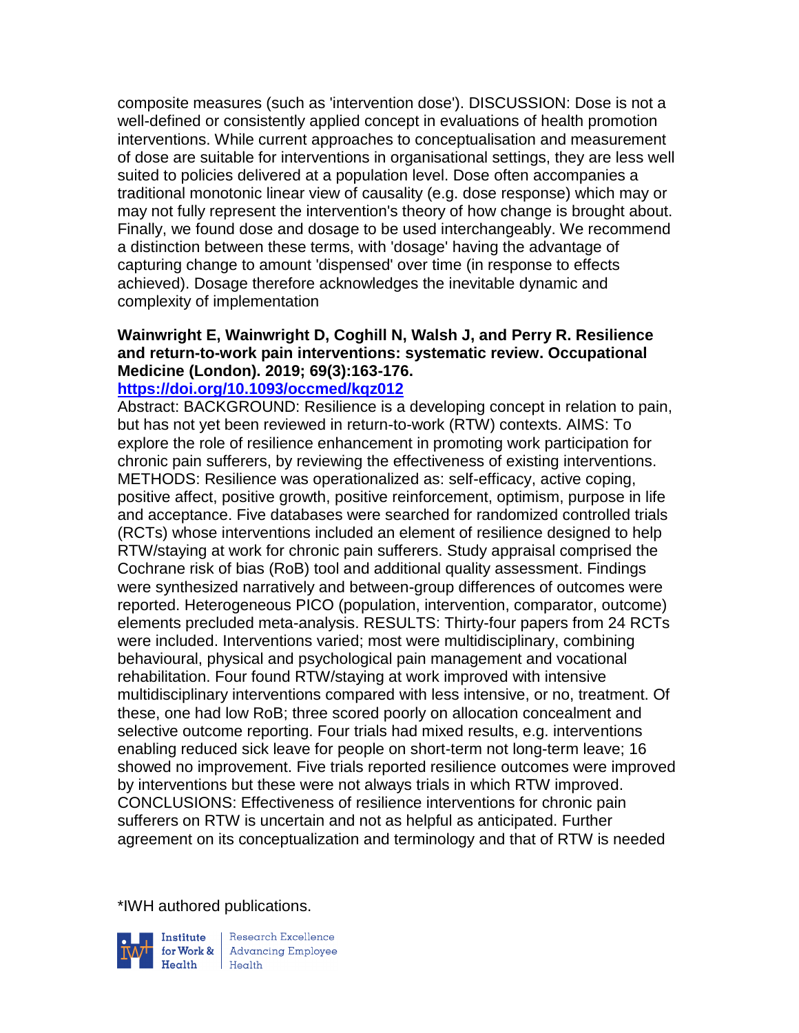composite measures (such as 'intervention dose'). DISCUSSION: Dose is not a well-defined or consistently applied concept in evaluations of health promotion interventions. While current approaches to conceptualisation and measurement of dose are suitable for interventions in organisational settings, they are less well suited to policies delivered at a population level. Dose often accompanies a traditional monotonic linear view of causality (e.g. dose response) which may or may not fully represent the intervention's theory of how change is brought about. Finally, we found dose and dosage to be used interchangeably. We recommend a distinction between these terms, with 'dosage' having the advantage of capturing change to amount 'dispensed' over time (in response to effects achieved). Dosage therefore acknowledges the inevitable dynamic and complexity of implementation

**Wainwright E, Wainwright D, Coghill N, Walsh J, and Perry R. Resilience and return-to-work pain interventions: systematic review. Occupational Medicine (London). 2019; 69(3):163-176.**
**https://doi.org/10.1093/occmed/kqz012**

Abstract: BACKGROUND: Resilience is a developing concept in relation to pain, but has not yet been reviewed in return-to-work (RTW) contexts. AIMS: To explore the role of resilience enhancement in promoting work participation for chronic pain sufferers, by reviewing the effectiveness of existing interventions. METHODS: Resilience was operationalized as: self-efficacy, active coping, positive affect, positive growth, positive reinforcement, optimism, purpose in life and acceptance. Five databases were searched for randomized controlled trials (RCTs) whose interventions included an element of resilience designed to help RTW/staying at work for chronic pain sufferers. Study appraisal comprised the Cochrane risk of bias (RoB) tool and additional quality assessment. Findings were synthesized narratively and between-group differences of outcomes were reported. Heterogeneous PICO (population, intervention, comparator, outcome) elements precluded meta-analysis. RESULTS: Thirty-four papers from 24 RCTs were included. Interventions varied; most were multidisciplinary, combining behavioural, physical and psychological pain management and vocational rehabilitation. Four found RTW/staying at work improved with intensive multidisciplinary interventions compared with less intensive, or no, treatment. Of these, one had low RoB; three scored poorly on allocation concealment and selective outcome reporting. Four trials had mixed results, e.g. interventions enabling reduced sick leave for people on short-term not long-term leave; 16 showed no improvement. Five trials reported resilience outcomes were improved by interventions but these were not always trials in which RTW improved. CONCLUSIONS: Effectiveness of resilience interventions for chronic pain sufferers on RTW is uncertain and not as helpful as anticipated. Further agreement on its conceptualization and terminology and that of RTW is needed

*IWH authored publications.